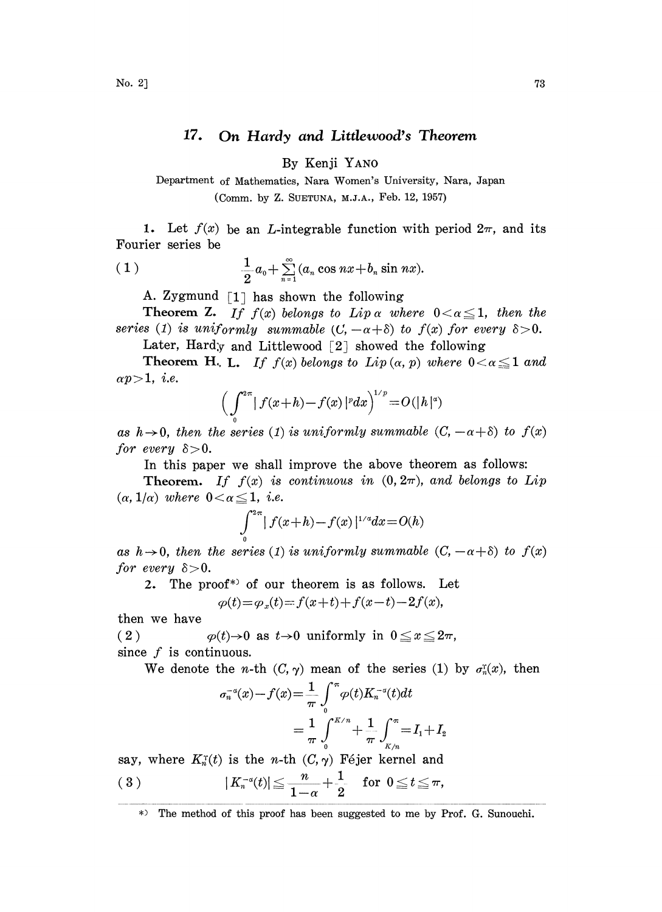# 17. On Hardy and Littlewood's Theorem

By Kenji YANO

Department of Mathematics, Nara Women's University, Nara, Japan

(Comm. by Z. SUETUNA, M.J.A., Feb. 12, 1957)

1. Let $f(x)$ be an $L$-integrable function with period $2\pi$, and its Fourier series be

$$
(1) \qquad \frac{1}{2}a_0 + \sum_{n=1}^{\infty}(a_n \cos nx + b_n \sin nx).
$$

A. Zygmund [1] has shown the following

**Theorem Z.** *If $f(x)$ belongs to Lip $\alpha$ where $0<\alpha\leqq 1$, then the series (1) is uniformly summable $(C, -\alpha+\delta)$ to $f(x)$ for every $\delta>0$.*

Later, Hardy and Littlewood [2] showed the following

**Theorem H. L.** *If $f(x)$ belongs to Lip $(\alpha, p)$ where $0<\alpha\leqq 1$ and $\alpha p>1$, i.e.*

$$
\left(\int_0^{2\pi} |f(x+h)-f(x)|^p dx\right)^{1/p} = O(|h|^\alpha)
$$

*as $h\to 0$, then the series (1) is uniformly summable $(C, -\alpha+\delta)$ to $f(x)$ for every $\delta>0$.*

In this paper we shall improve the above theorem as follows:

**Theorem.** *If $f(x)$ is continuous in $(0, 2\pi)$, and belongs to Lip $(\alpha, 1/\alpha)$ where $0<\alpha\leqq 1$, i.e.*

$$
\int_0^{2\pi} |f(x+h)-f(x)|^{1/\alpha} dx = O(h)
$$

*as $h\to 0$, then the series (1) is uniformly summable $(C, -\alpha+\delta)$ to $f(x)$ for every $\delta>0$.*

2. The proof*) of our theorem is as follows. Let

$$
\varphi(t)=\varphi_x(t)=f(x+t)+f(x-t)-2f(x),
$$

then we have

$$
(2) \qquad \varphi(t)\to 0 \text{ as } t\to 0 \text{ uniformly in } 0\leqq x\leqq 2\pi,
$$

since $f$ is continuous.

We denote the $n$-th $(C,\gamma)$ mean of the series (1) by $\sigma_n^\gamma(x)$, then

$$
\begin{aligned}
\sigma_n^{-\alpha}(x)-f(x) &= \frac{1}{\pi}\int_0^{\pi}\varphi(t)K_n^{-\alpha}(t)dt \\
&= \frac{1}{\pi}\int_0^{K/n} + \frac{1}{\pi}\int_{K/n}^{\pi} = I_1 + I_2
\end{aligned}
$$

say, where $K_n^\gamma(t)$ is the $n$-th $(C,\gamma)$ Féjer kernel and

$$
(3) \qquad |K_n^{-\alpha}(t)| \leqq \frac{n}{1-\alpha}+\frac{1}{2} \quad \text{for } 0\leqq t\leqq \pi,
$$

*) The method of this proof has been suggested to me by Prof. G. Sunouchi.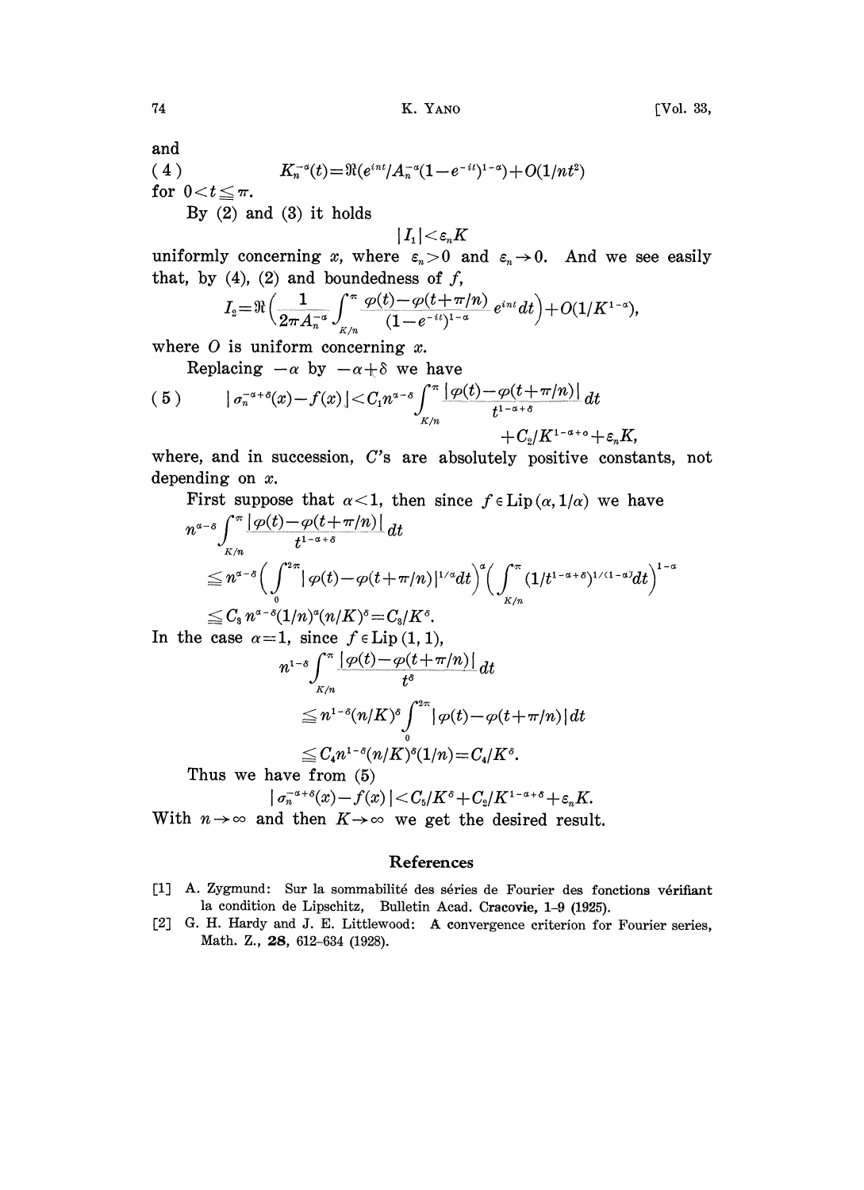and

$$(4) \qquad K_n^{-\alpha}(t)=\Re(e^{int}/A_n^{-\alpha}(1-e^{-it})^{1-\alpha})+O(1/nt^2)$$

for $0<t\leqq\pi$.

By (2) and (3) it holds

$$|I_1|<\varepsilon_n K$$

uniformly concerning $x$, where $\varepsilon_n>0$ and $\varepsilon_n\to 0$. And we see easily that, by (4), (2) and boundedness of $f$,

$$I_2=\Re\Big(\frac{1}{2\pi A_n^{-\alpha}}\int_{K/n}^{\pi}\frac{\varphi(t)-\varphi(t+\pi/n)}{(1-e^{-it})^{1-\alpha}}e^{int}dt\Big)+O(1/K^{1-\alpha}),$$

where $O$ is uniform concerning $x$.

Replacing $-\alpha$ by $-\alpha+\delta$ we have

$$(5) \qquad |\sigma_n^{-\alpha+\delta}(x)-f(x)|<C_1 n^{\alpha-\delta}\int_{K/n}^{\pi}\frac{|\varphi(t)-\varphi(t+\pi/n)|}{t^{1-\alpha+\delta}}dt + C_2/K^{1-\alpha+\delta}+\varepsilon_n K,$$

where, and in succession, $C$'s are absolutely positive constants, not depending on $x$.

First suppose that $\alpha<1$, then since $f\in\mathrm{Lip}(\alpha,1/\alpha)$ we have

$$\begin{aligned} n^{\alpha-\delta}&\int_{K/n}^{\pi}\frac{|\varphi(t)-\varphi(t+\pi/n)|}{t^{1-\alpha+\delta}}dt \\ &\leqq n^{\alpha-\delta}\Big(\int_0^{2\pi}|\varphi(t)-\varphi(t+\pi/n)|^{1/\alpha}dt\Big)^{\alpha}\Big(\int_{K/n}^{\pi}(1/t^{1-\alpha+\delta})^{1/(1-\alpha)}dt\Big)^{1-\alpha} \\ &\leqq C_3\, n^{\alpha-\delta}(1/n)^{\alpha}(n/K)^{\delta}=C_3/K^{\delta}. \end{aligned}$$

In the case $\alpha=1$, since $f\in\mathrm{Lip}(1,1)$,

$$\begin{aligned} n^{1-\delta}&\int_{K/n}^{\pi}\frac{|\varphi(t)-\varphi(t+\pi/n)|}{t^{\delta}}dt \\ &\leqq n^{1-\delta}(n/K)^{\delta}\int_0^{2\pi}|\varphi(t)-\varphi(t+\pi/n)|dt \\ &\leqq C_4 n^{1-\delta}(n/K)^{\delta}(1/n)=C_4/K^{\delta}. \end{aligned}$$

Thus we have from (5)

$$|\sigma_n^{-\alpha+\delta}(x)-f(x)|<C_5/K^{\delta}+C_2/K^{1-\alpha+\delta}+\varepsilon_n K.$$

With $n\to\infty$ and then $K\to\infty$ we get the desired result.

## References

[1] A. Zygmund: Sur la sommabilité des séries de Fourier des fonctions vérifiant la condition de Lipschitz, Bulletin Acad. Cracovie, 1–9 (1925).

[2] G. H. Hardy and J. E. Littlewood: A convergence criterion for Fourier series, Math. Z., **28**, 612–634 (1928).